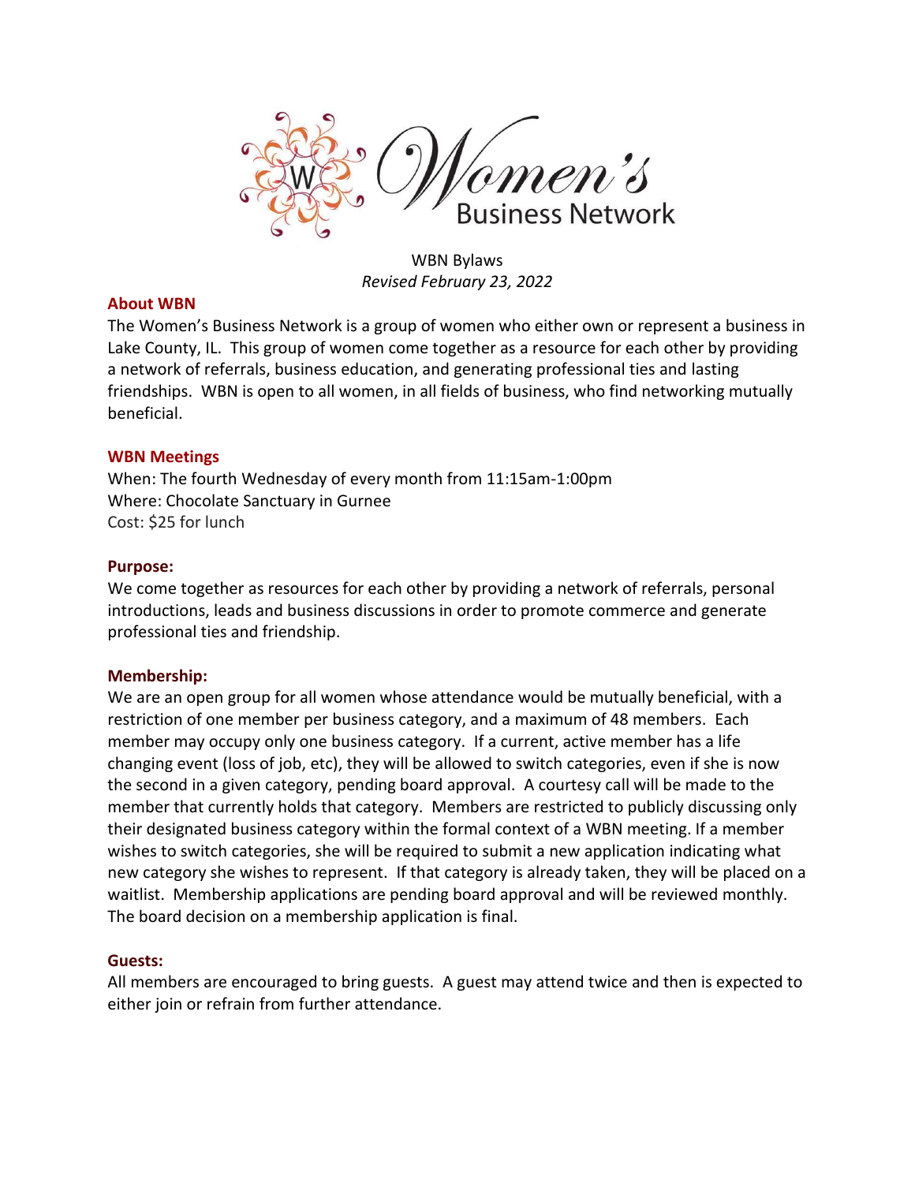# Women's Business Network

WBN Bylaws

*Revised February 23, 2022*

## About WBN

The Women's Business Network is a group of women who either own or represent a business in Lake County, IL. This group of women come together as a resource for each other by providing a network of referrals, business education, and generating professional ties and lasting friendships. WBN is open to all women, in all fields of business, who find networking mutually beneficial.

## WBN Meetings

When: The fourth Wednesday of every month from 11:15am-1:00pm
Where: Chocolate Sanctuary in Gurnee
Cost: $25 for lunch

## Purpose:

We come together as resources for each other by providing a network of referrals, personal introductions, leads and business discussions in order to promote commerce and generate professional ties and friendship.

## Membership:

We are an open group for all women whose attendance would be mutually beneficial, with a restriction of one member per business category, and a maximum of 48 members. Each member may occupy only one business category. If a current, active member has a life changing event (loss of job, etc), they will be allowed to switch categories, even if she is now the second in a given category, pending board approval. A courtesy call will be made to the member that currently holds that category. Members are restricted to publicly discussing only their designated business category within the formal context of a WBN meeting. If a member wishes to switch categories, she will be required to submit a new application indicating what new category she wishes to represent. If that category is already taken, they will be placed on a waitlist. Membership applications are pending board approval and will be reviewed monthly. The board decision on a membership application is final.

## Guests:

All members are encouraged to bring guests. A guest may attend twice and then is expected to either join or refrain from further attendance.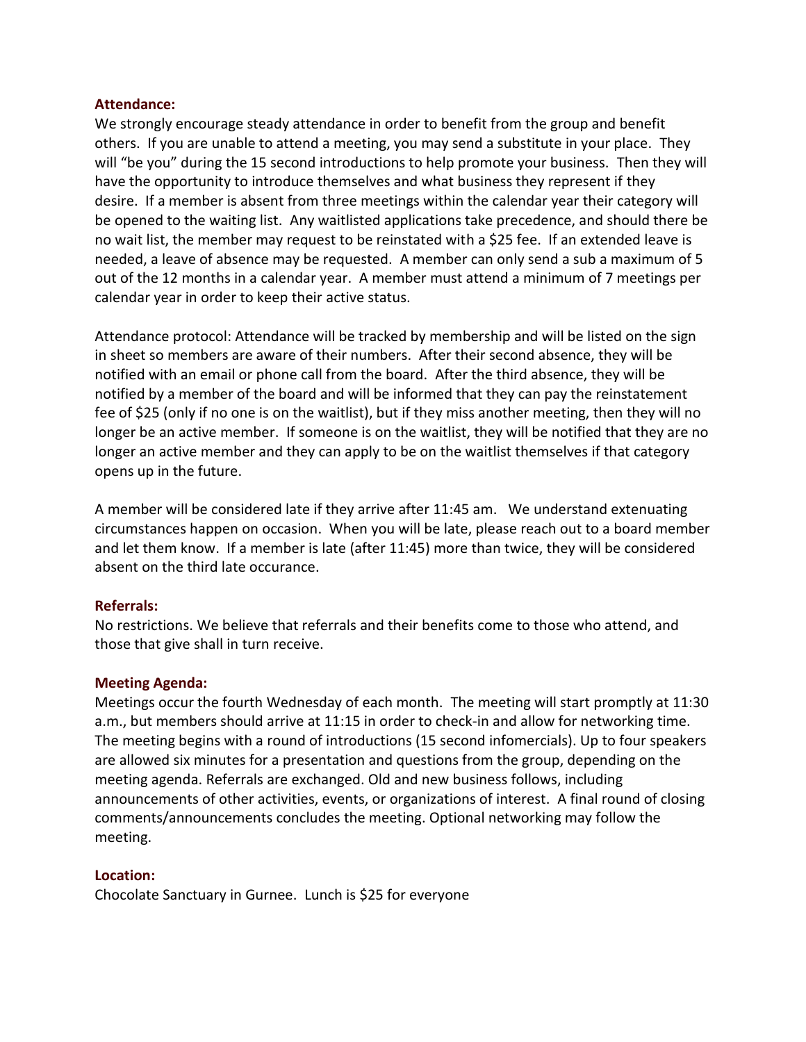**Attendance:**

We strongly encourage steady attendance in order to benefit from the group and benefit others. If you are unable to attend a meeting, you may send a substitute in your place. They will "be you" during the 15 second introductions to help promote your business. Then they will have the opportunity to introduce themselves and what business they represent if they desire. If a member is absent from three meetings within the calendar year their category will be opened to the waiting list. Any waitlisted applications take precedence, and should there be no wait list, the member may request to be reinstated with a $25 fee. If an extended leave is needed, a leave of absence may be requested. A member can only send a sub a maximum of 5 out of the 12 months in a calendar year. A member must attend a minimum of 7 meetings per calendar year in order to keep their active status.

Attendance protocol: Attendance will be tracked by membership and will be listed on the sign in sheet so members are aware of their numbers. After their second absence, they will be notified with an email or phone call from the board. After the third absence, they will be notified by a member of the board and will be informed that they can pay the reinstatement fee of $25 (only if no one is on the waitlist), but if they miss another meeting, then they will no longer be an active member. If someone is on the waitlist, they will be notified that they are no longer an active member and they can apply to be on the waitlist themselves if that category opens up in the future.

A member will be considered late if they arrive after 11:45 am. We understand extenuating circumstances happen on occasion. When you will be late, please reach out to a board member and let them know. If a member is late (after 11:45) more than twice, they will be considered absent on the third late occurance.

**Referrals:**

No restrictions. We believe that referrals and their benefits come to those who attend, and those that give shall in turn receive.

**Meeting Agenda:**

Meetings occur the fourth Wednesday of each month. The meeting will start promptly at 11:30 a.m., but members should arrive at 11:15 in order to check-in and allow for networking time. The meeting begins with a round of introductions (15 second infomercials). Up to four speakers are allowed six minutes for a presentation and questions from the group, depending on the meeting agenda. Referrals are exchanged. Old and new business follows, including announcements of other activities, events, or organizations of interest. A final round of closing comments/announcements concludes the meeting. Optional networking may follow the meeting.

**Location:**

Chocolate Sanctuary in Gurnee. Lunch is $25 for everyone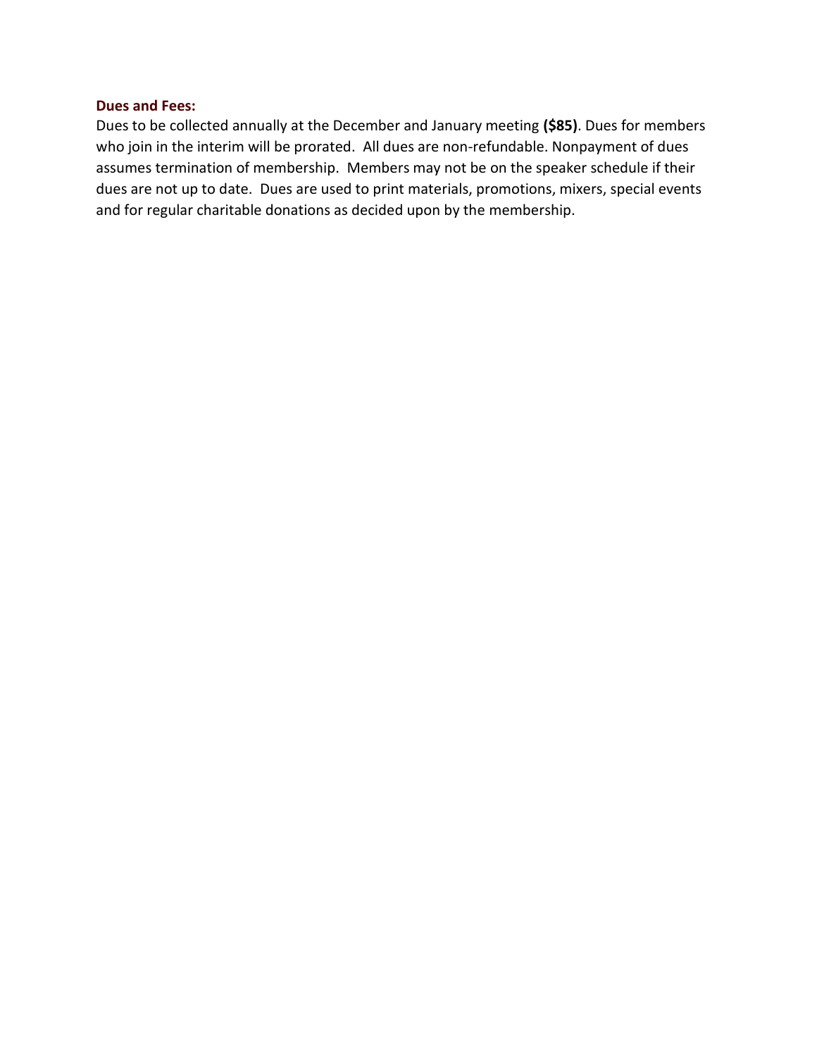**Dues and Fees:**

Dues to be collected annually at the December and January meeting **($85)**. Dues for members who join in the interim will be prorated. All dues are non-refundable. Nonpayment of dues assumes termination of membership. Members may not be on the speaker schedule if their dues are not up to date. Dues are used to print materials, promotions, mixers, special events and for regular charitable donations as decided upon by the membership.